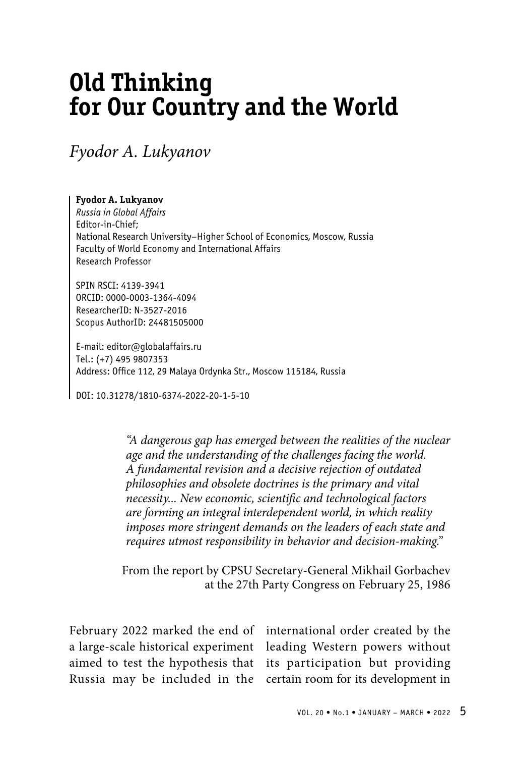# Old Thinking for Our Country and the World

*Fyodor A. Lukyanov*

**Fyodor A. Lukyanov**
*Russia in Global Affairs*
Editor-in-Chief;
National Research University–Higher School of Economics, Moscow, Russia
Faculty of World Economy and International Affairs
Research Professor

SPIN RSCI: 4139-3941
ORCID: 0000-0003-1364-4094
ResearcherID: N-3527-2016
Scopus AuthorID: 24481505000

E-mail: editor@globalaffairs.ru
Tel.: (+7) 495 9807353
Address: Office 112, 29 Malaya Ordynka Str., Moscow 115184, Russia

DOI: 10.31278/1810-6374-2022-20-1-5-10

> *"A dangerous gap has emerged between the realities of the nuclear age and the understanding of the challenges facing the world. A fundamental revision and a decisive rejection of outdated philosophies and obsolete doctrines is the primary and vital necessity... New economic, scientific and technological factors are forming an integral interdependent world, in which reality imposes more stringent demands on the leaders of each state and requires utmost responsibility in behavior and decision-making."*
>
> From the report by CPSU Secretary-General Mikhail Gorbachev at the 27th Party Congress on February 25, 1986

February 2022 marked the end of a large-scale historical experiment aimed to test the hypothesis that Russia may be included in the international order created by the leading Western powers without its participation but providing certain room for its development in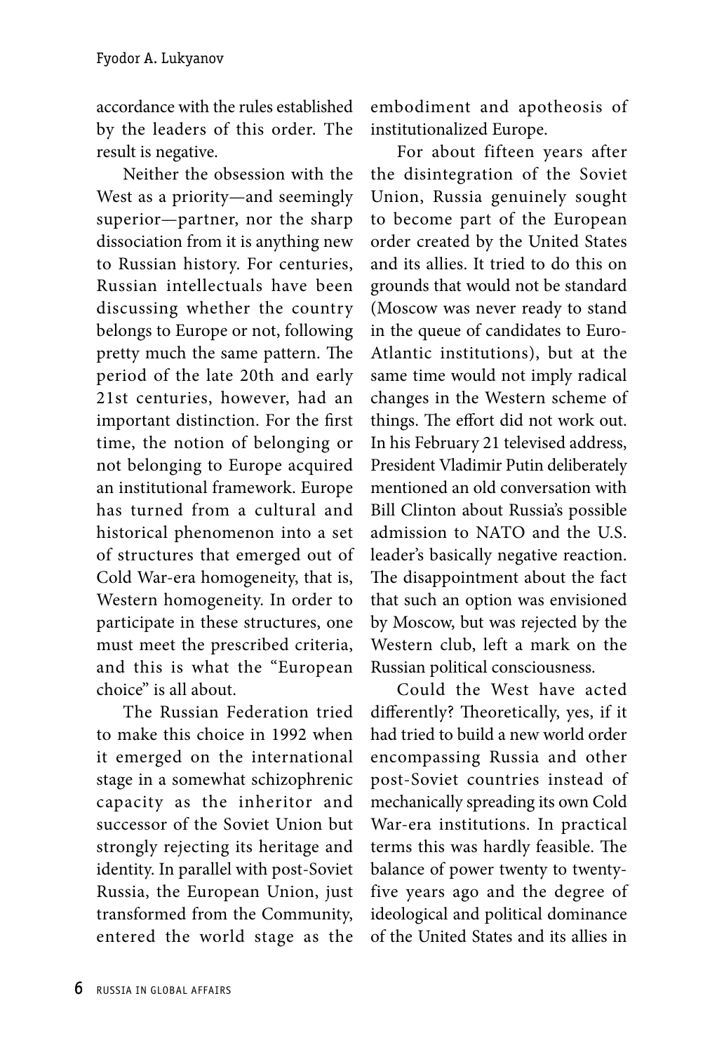accordance with the rules established by the leaders of this order. The result is negative.

Neither the obsession with the West as a priority—and seemingly superior—partner, nor the sharp dissociation from it is anything new to Russian history. For centuries, Russian intellectuals have been discussing whether the country belongs to Europe or not, following pretty much the same pattern. The period of the late 20th and early 21st centuries, however, had an important distinction. For the first time, the notion of belonging or not belonging to Europe acquired an institutional framework. Europe has turned from a cultural and historical phenomenon into a set of structures that emerged out of Cold War-era homogeneity, that is, Western homogeneity. In order to participate in these structures, one must meet the prescribed criteria, and this is what the "European choice" is all about.

The Russian Federation tried to make this choice in 1992 when it emerged on the international stage in a somewhat schizophrenic capacity as the inheritor and successor of the Soviet Union but strongly rejecting its heritage and identity. In parallel with post-Soviet Russia, the European Union, just transformed from the Community, entered the world stage as the embodiment and apotheosis of institutionalized Europe.

For about fifteen years after the disintegration of the Soviet Union, Russia genuinely sought to become part of the European order created by the United States and its allies. It tried to do this on grounds that would not be standard (Moscow was never ready to stand in the queue of candidates to Euro-Atlantic institutions), but at the same time would not imply radical changes in the Western scheme of things. The effort did not work out. In his February 21 televised address, President Vladimir Putin deliberately mentioned an old conversation with Bill Clinton about Russia's possible admission to NATO and the U.S. leader's basically negative reaction. The disappointment about the fact that such an option was envisioned by Moscow, but was rejected by the Western club, left a mark on the Russian political consciousness.

Could the West have acted differently? Theoretically, yes, if it had tried to build a new world order encompassing Russia and other post-Soviet countries instead of mechanically spreading its own Cold War-era institutions. In practical terms this was hardly feasible. The balance of power twenty to twenty-five years ago and the degree of ideological and political dominance of the United States and its allies in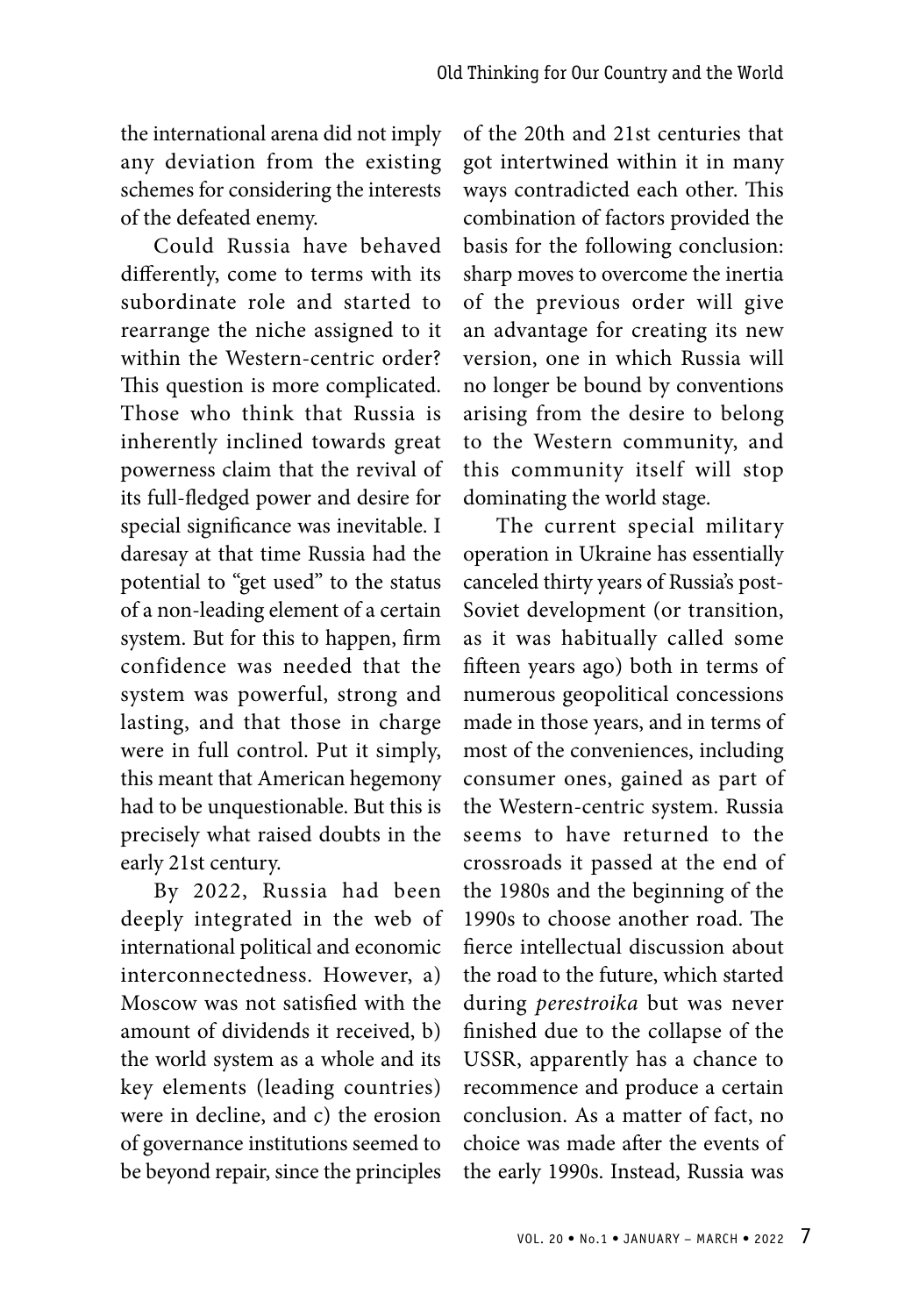the international arena did not imply any deviation from the existing schemes for considering the interests of the defeated enemy.

Could Russia have behaved differently, come to terms with its subordinate role and started to rearrange the niche assigned to it within the Western-centric order? This question is more complicated. Those who think that Russia is inherently inclined towards great powerness claim that the revival of its full-fledged power and desire for special significance was inevitable. I daresay at that time Russia had the potential to "get used" to the status of a non-leading element of a certain system. But for this to happen, firm confidence was needed that the system was powerful, strong and lasting, and that those in charge were in full control. Put it simply, this meant that American hegemony had to be unquestionable. But this is precisely what raised doubts in the early 21st century.

By 2022, Russia had been deeply integrated in the web of international political and economic interconnectedness. However, a) Moscow was not satisfied with the amount of dividends it received, b) the world system as a whole and its key elements (leading countries) were in decline, and c) the erosion of governance institutions seemed to be beyond repair, since the principles of the 20th and 21st centuries that got intertwined within it in many ways contradicted each other. This combination of factors provided the basis for the following conclusion: sharp moves to overcome the inertia of the previous order will give an advantage for creating its new version, one in which Russia will no longer be bound by conventions arising from the desire to belong to the Western community, and this community itself will stop dominating the world stage.

The current special military operation in Ukraine has essentially canceled thirty years of Russia's post-Soviet development (or transition, as it was habitually called some fifteen years ago) both in terms of numerous geopolitical concessions made in those years, and in terms of most of the conveniences, including consumer ones, gained as part of the Western-centric system. Russia seems to have returned to the crossroads it passed at the end of the 1980s and the beginning of the 1990s to choose another road. The fierce intellectual discussion about the road to the future, which started during *perestroika* but was never finished due to the collapse of the USSR, apparently has a chance to recommence and produce a certain conclusion. As a matter of fact, no choice was made after the events of the early 1990s. Instead, Russia was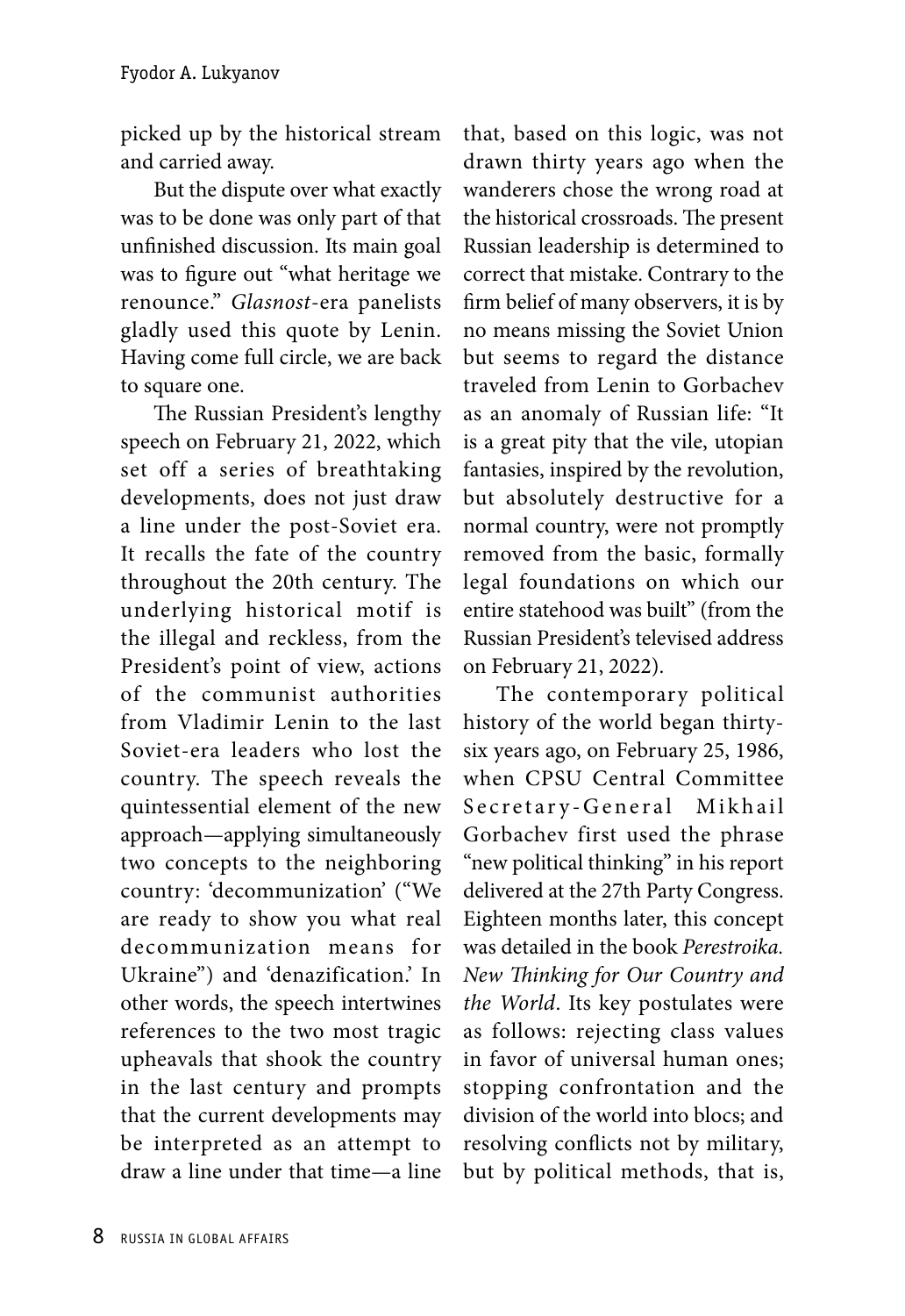picked up by the historical stream and carried away.

But the dispute over what exactly was to be done was only part of that unfinished discussion. Its main goal was to figure out "what heritage we renounce." *Glasnost*-era panelists gladly used this quote by Lenin. Having come full circle, we are back to square one.

The Russian President's lengthy speech on February 21, 2022, which set off a series of breathtaking developments, does not just draw a line under the post-Soviet era. It recalls the fate of the country throughout the 20th century. The underlying historical motif is the illegal and reckless, from the President's point of view, actions of the communist authorities from Vladimir Lenin to the last Soviet-era leaders who lost the country. The speech reveals the quintessential element of the new approach—applying simultaneously two concepts to the neighboring country: 'decommunization' ("We are ready to show you what real decommunization means for Ukraine") and 'denazification.' In other words, the speech intertwines references to the two most tragic upheavals that shook the country in the last century and prompts that the current developments may be interpreted as an attempt to draw a line under that time—a line that, based on this logic, was not drawn thirty years ago when the wanderers chose the wrong road at the historical crossroads. The present Russian leadership is determined to correct that mistake. Contrary to the firm belief of many observers, it is by no means missing the Soviet Union but seems to regard the distance traveled from Lenin to Gorbachev as an anomaly of Russian life: "It is a great pity that the vile, utopian fantasies, inspired by the revolution, but absolutely destructive for a normal country, were not promptly removed from the basic, formally legal foundations on which our entire statehood was built" (from the Russian President's televised address on February 21, 2022).

The contemporary political history of the world began thirty-six years ago, on February 25, 1986, when CPSU Central Committee Secretary-General Mikhail Gorbachev first used the phrase "new political thinking" in his report delivered at the 27th Party Congress. Eighteen months later, this concept was detailed in the book *Perestroika. New Thinking for Our Country and the World*. Its key postulates were as follows: rejecting class values in favor of universal human ones; stopping confrontation and the division of the world into blocs; and resolving conflicts not by military, but by political methods, that is,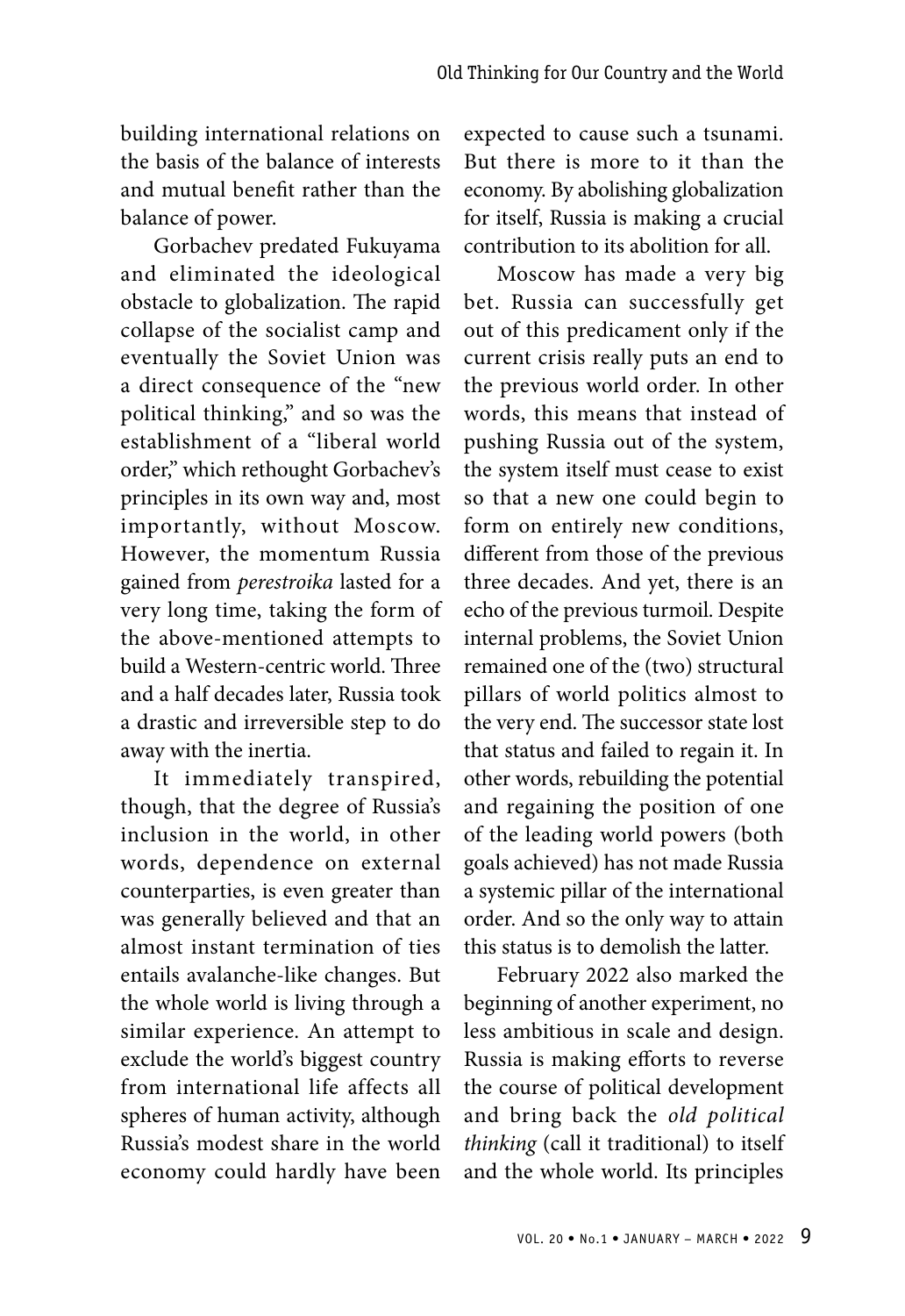building international relations on the basis of the balance of interests and mutual benefit rather than the balance of power.

Gorbachev predated Fukuyama and eliminated the ideological obstacle to globalization. The rapid collapse of the socialist camp and eventually the Soviet Union was a direct consequence of the "new political thinking," and so was the establishment of a "liberal world order," which rethought Gorbachev's principles in its own way and, most importantly, without Moscow. However, the momentum Russia gained from *perestroika* lasted for a very long time, taking the form of the above-mentioned attempts to build a Western-centric world. Three and a half decades later, Russia took a drastic and irreversible step to do away with the inertia.

It immediately transpired, though, that the degree of Russia's inclusion in the world, in other words, dependence on external counterparties, is even greater than was generally believed and that an almost instant termination of ties entails avalanche-like changes. But the whole world is living through a similar experience. An attempt to exclude the world's biggest country from international life affects all spheres of human activity, although Russia's modest share in the world economy could hardly have been expected to cause such a tsunami. But there is more to it than the economy. By abolishing globalization for itself, Russia is making a crucial contribution to its abolition for all.

Moscow has made a very big bet. Russia can successfully get out of this predicament only if the current crisis really puts an end to the previous world order. In other words, this means that instead of pushing Russia out of the system, the system itself must cease to exist so that a new one could begin to form on entirely new conditions, different from those of the previous three decades. And yet, there is an echo of the previous turmoil. Despite internal problems, the Soviet Union remained one of the (two) structural pillars of world politics almost to the very end. The successor state lost that status and failed to regain it. In other words, rebuilding the potential and regaining the position of one of the leading world powers (both goals achieved) has not made Russia a systemic pillar of the international order. And so the only way to attain this status is to demolish the latter.

February 2022 also marked the beginning of another experiment, no less ambitious in scale and design. Russia is making efforts to reverse the course of political development and bring back the *old political thinking* (call it traditional) to itself and the whole world. Its principles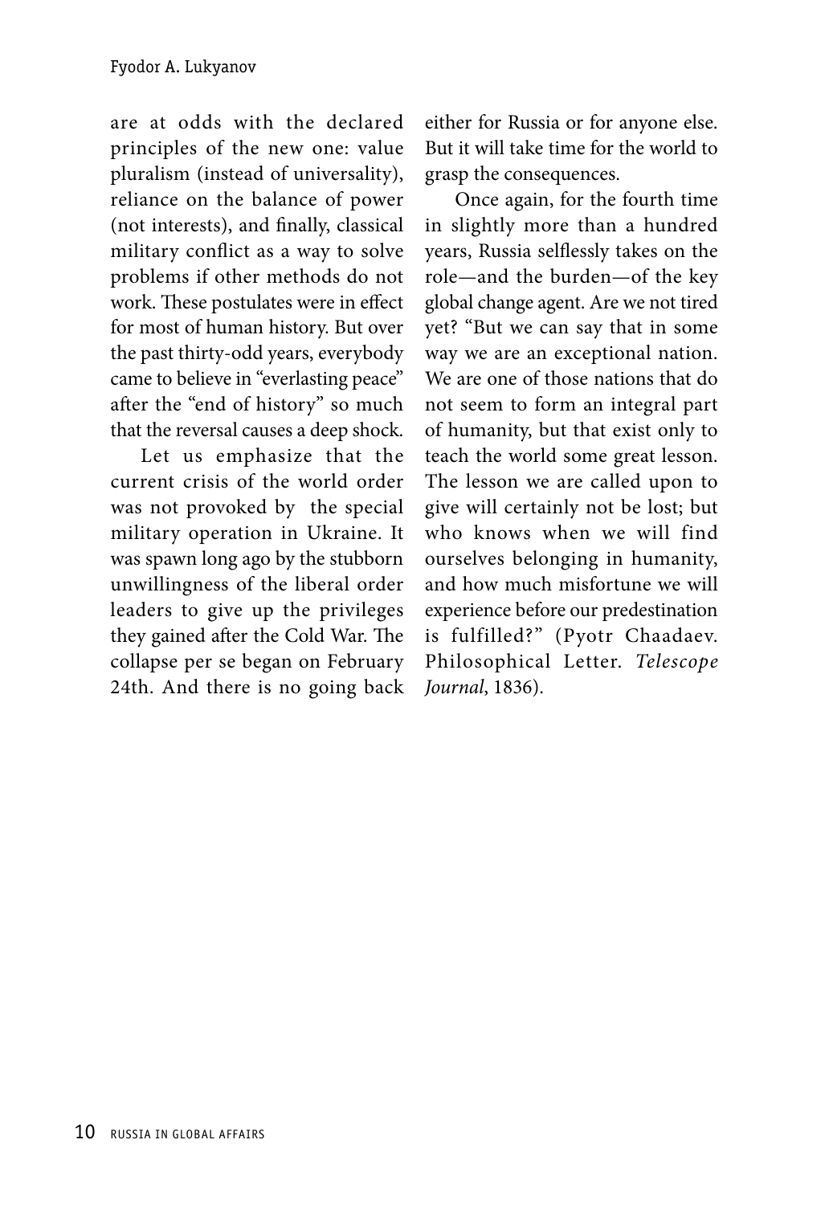are at odds with the declared principles of the new one: value pluralism (instead of universality), reliance on the balance of power (not interests), and finally, classical military conflict as a way to solve problems if other methods do not work. These postulates were in effect for most of human history. But over the past thirty-odd years, everybody came to believe in "everlasting peace" after the "end of history" so much that the reversal causes a deep shock.

Let us emphasize that the current crisis of the world order was not provoked by the special military operation in Ukraine. It was spawn long ago by the stubborn unwillingness of the liberal order leaders to give up the privileges they gained after the Cold War. The collapse per se began on February 24th. And there is no going back either for Russia or for anyone else. But it will take time for the world to grasp the consequences.

Once again, for the fourth time in slightly more than a hundred years, Russia selflessly takes on the role—and the burden—of the key global change agent. Are we not tired yet? "But we can say that in some way we are an exceptional nation. We are one of those nations that do not seem to form an integral part of humanity, but that exist only to teach the world some great lesson. The lesson we are called upon to give will certainly not be lost; but who knows when we will find ourselves belonging in humanity, and how much misfortune we will experience before our predestination is fulfilled?" (Pyotr Chaadaev. Philosophical Letter. *Telescope Journal*, 1836).